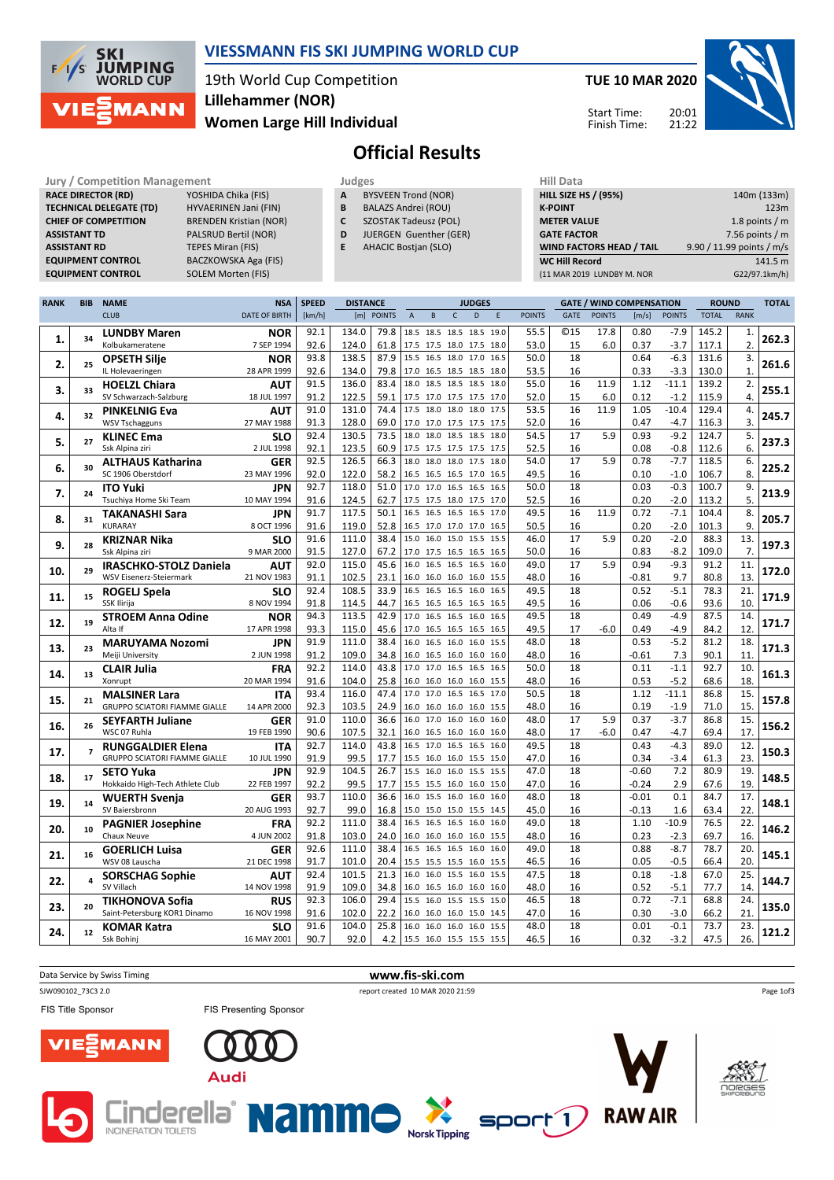# VIESSMANN FIS SKI JUMPING WORLD CUP

19th World Cup Competition
Lillehammer (NOR)
Women Large Hill Individual

TUE 10 MAR 2020

Start Time: 20:01
Finish Time: 21:22

## Official Results

| Jury / Competition Management | |
|---|---|
| RACE DIRECTOR (RD) | YOSHIDA Chika (FIS) |
| TECHNICAL DELEGATE (TD) | HYVAERINEN Jani (FIN) |
| CHIEF OF COMPETITION | BRENDEN Kristian (NOR) |
| ASSISTANT TD | PALSRUD Bertil (NOR) |
| ASSISTANT RD | TEPES Miran (FIS) |
| EQUIPMENT CONTROL | BACZKOWSKA Aga (FIS) |
| EQUIPMENT CONTROL | SOLEM Morten (FIS) |

| Judges | |
|---|---|
| A | BYSVEEN Trond (NOR) |
| B | BALAZS Andrei (ROU) |
| C | SZOSTAK Tadeusz (POL) |
| D | JUERGEN Guenther (GER) |
| E | AHACIC Bostjan (SLO) |

| Hill Data | |
|---|---|
| HILL SIZE HS / (95%) | 140m (133m) |
| K-POINT | 123m |
| METER VALUE | 1.8 points / m |
| GATE FACTOR | 7.56 points / m |
| WIND FACTORS HEAD / TAIL | 9.90 / 11.99 points / m/s |
| WC Hill Record | 141.5 m |
| (11 MAR 2019 LUNDBY M. NOR | G22/97.1km/h) |

| RANK | BIB | NAME / CLUB | NSA / DATE OF BIRTH | SPEED [km/h] | DISTANCE [m] | DISTANCE POINTS | A | B | C | D | E | JUDGES POINTS | GATE | GATE POINTS | WIND [m/s] | WIND POINTS | ROUND TOTAL | ROUND RANK | TOTAL |
|---|---|---|---|---|---|---|---|---|---|---|---|---|---|---|---|---|---|---|---|
| 1. | 34 | LUNDBY Maren | NOR | 92.1 | 134.0 | 79.8 | 18.5 | 18.5 | 18.5 | 18.5 | 19.0 | 55.5 | ©15 | 17.8 | 0.80 | -7.9 | 145.2 | 1. | 262.3 |
| | | Kolbukameratene | 7 SEP 1994 | 92.6 | 124.0 | 61.8 | 17.5 | 17.5 | 18.0 | 17.5 | 18.0 | 53.0 | 15 | 6.0 | 0.37 | -3.7 | 117.1 | 2. | |
| 2. | 25 | OPSETH Silje | NOR | 93.8 | 138.5 | 87.9 | 15.5 | 16.5 | 18.0 | 17.0 | 16.5 | 50.0 | 18 | | 0.64 | -6.3 | 131.6 | 3. | 261.6 |
| | | IL Holevaeringen | 28 APR 1999 | 92.6 | 134.0 | 79.8 | 17.0 | 16.5 | 18.5 | 18.5 | 18.0 | 53.5 | 16 | | 0.33 | -3.3 | 130.0 | 1. | |
| 3. | 33 | HOELZL Chiara | AUT | 91.5 | 136.0 | 83.4 | 18.0 | 18.5 | 18.5 | 18.5 | 18.0 | 55.0 | 16 | 11.9 | 1.12 | -11.1 | 139.2 | 2. | 255.1 |
| | | SV Schwarzach-Salzburg | 18 JUL 1997 | 91.2 | 122.5 | 59.1 | 17.5 | 17.0 | 17.5 | 17.5 | 17.0 | 52.0 | 15 | 6.0 | 0.12 | -1.2 | 115.9 | 4. | |
| 4. | 32 | PINKELNIG Eva | AUT | 91.0 | 131.0 | 74.4 | 17.5 | 18.0 | 18.0 | 18.0 | 17.5 | 53.5 | 16 | 11.9 | 1.05 | -10.4 | 129.4 | 4. | 245.7 |
| | | WSV Tschagguns | 27 MAY 1988 | 91.3 | 128.0 | 69.0 | 17.0 | 17.0 | 17.5 | 17.5 | 17.5 | 52.0 | 16 | | 0.47 | -4.7 | 116.3 | 3. | |
| 5. | 27 | KLINEC Ema | SLO | 92.4 | 130.5 | 73.5 | 18.0 | 18.0 | 18.5 | 18.5 | 18.0 | 54.5 | 17 | 5.9 | 0.93 | -9.2 | 124.7 | 5. | 237.3 |
| | | Ssk Alpina ziri | 2 JUL 1998 | 92.1 | 123.5 | 60.9 | 17.5 | 17.5 | 17.5 | 17.5 | 17.5 | 52.5 | 16 | | 0.08 | -0.8 | 112.6 | 6. | |
| 6. | 30 | ALTHAUS Katharina | GER | 92.5 | 126.5 | 66.3 | 18.0 | 18.0 | 18.0 | 17.5 | 18.0 | 54.0 | 17 | 5.9 | 0.78 | -7.7 | 118.5 | 6. | 225.2 |
| | | SC 1906 Oberstdorf | 23 MAY 1996 | 92.0 | 122.0 | 58.2 | 16.5 | 16.5 | 16.5 | 17.0 | 16.5 | 49.5 | 16 | | 0.10 | -1.0 | 106.7 | 8. | |
| 7. | 24 | ITO Yuki | JPN | 92.7 | 118.0 | 51.0 | 17.0 | 17.0 | 16.5 | 16.5 | 16.5 | 50.0 | 18 | | 0.03 | -0.3 | 100.7 | 9. | 213.9 |
| | | Tsuchiya Home Ski Team | 10 MAY 1994 | 91.6 | 124.5 | 62.7 | 17.5 | 17.5 | 18.0 | 17.5 | 17.0 | 52.5 | 16 | | 0.20 | -2.0 | 113.2 | 5. | |
| 8. | 31 | TAKANASHI Sara | JPN | 91.7 | 117.5 | 50.1 | 16.5 | 16.5 | 16.5 | 16.5 | 17.0 | 49.5 | 16 | 11.9 | 0.72 | -7.1 | 104.4 | 8. | 205.7 |
| | | KURARAY | 8 OCT 1996 | 91.6 | 119.0 | 52.8 | 16.5 | 17.0 | 17.0 | 17.0 | 16.5 | 50.5 | 16 | | 0.20 | -2.0 | 101.3 | 9. | |
| 9. | 28 | KRIZNAR Nika | SLO | 91.6 | 111.0 | 38.4 | 15.0 | 16.0 | 15.0 | 15.5 | 15.5 | 46.0 | 17 | 5.9 | 0.20 | -2.0 | 88.3 | 13. | 197.3 |
| | | Ssk Alpina ziri | 9 MAR 2000 | 91.5 | 127.0 | 67.2 | 17.0 | 17.5 | 16.5 | 16.5 | 16.5 | 50.0 | 16 | | 0.83 | -8.2 | 109.0 | 7. | |
| 10. | 29 | IRASCHKO-STOLZ Daniela | AUT | 92.0 | 115.0 | 45.6 | 16.0 | 16.5 | 16.5 | 16.5 | 16.0 | 49.0 | 17 | 5.9 | 0.94 | -9.3 | 91.2 | 11. | 172.0 |
| | | WSV Eisenerz-Steiermark | 21 NOV 1983 | 91.1 | 102.5 | 23.1 | 16.0 | 16.0 | 16.0 | 16.0 | 15.5 | 48.0 | 16 | | -0.81 | 9.7 | 80.8 | 13. | |
| 11. | 15 | ROGELJ Spela | SLO | 92.4 | 108.5 | 33.9 | 16.5 | 16.5 | 16.5 | 16.0 | 16.5 | 49.5 | 18 | | 0.52 | -5.1 | 78.3 | 21. | 171.9 |
| | | SSK Ilirija | 8 NOV 1994 | 91.8 | 114.5 | 44.7 | 16.5 | 16.5 | 16.5 | 16.5 | 16.5 | 49.5 | 16 | | 0.06 | -0.6 | 93.6 | 10. | |
| 12. | 19 | STROEM Anna Odine | NOR | 94.3 | 113.5 | 42.9 | 17.0 | 16.5 | 16.5 | 16.0 | 16.5 | 49.5 | 18 | | 0.49 | -4.9 | 87.5 | 14. | 171.7 |
| | | Alta If | 17 APR 1998 | 93.3 | 115.0 | 45.6 | 17.0 | 16.5 | 16.5 | 16.5 | 16.5 | 49.5 | 17 | -6.0 | 0.49 | -4.9 | 84.2 | 12. | |
| 13. | 23 | MARUYAMA Nozomi | JPN | 91.9 | 111.0 | 38.4 | 16.0 | 16.5 | 16.0 | 16.0 | 15.5 | 48.0 | 18 | | 0.53 | -5.2 | 81.2 | 18. | 171.3 |
| | | Meiji University | 2 JUN 1998 | 91.2 | 109.0 | 34.8 | 16.0 | 16.5 | 16.0 | 16.0 | 16.0 | 48.0 | 16 | | -0.61 | 7.3 | 90.1 | 11. | |
| 14. | 13 | CLAIR Julia | FRA | 92.2 | 114.0 | 43.8 | 17.0 | 17.0 | 16.5 | 16.5 | 16.5 | 50.0 | 18 | | 0.11 | -1.1 | 92.7 | 10. | 161.3 |
| | | Xonrupt | 20 MAR 1994 | 91.6 | 104.0 | 25.8 | 16.0 | 16.0 | 16.0 | 16.0 | 15.5 | 48.0 | 16 | | 0.53 | -5.2 | 68.6 | 18. | |
| 15. | 21 | MALSINER Lara | ITA | 93.4 | 116.0 | 47.4 | 17.0 | 17.0 | 16.5 | 16.5 | 17.0 | 50.5 | 18 | | 1.12 | -11.1 | 86.8 | 15. | 157.8 |
| | | GRUPPO SCIATORI FIAMME GIALLE | 14 APR 2000 | 92.3 | 103.5 | 24.9 | 16.0 | 16.0 | 16.0 | 16.0 | 15.5 | 48.0 | 16 | | 0.19 | -1.9 | 71.0 | 15. | |
| 16. | 26 | SEYFARTH Juliane | GER | 91.0 | 110.0 | 36.6 | 16.0 | 17.0 | 16.0 | 16.0 | 16.0 | 48.0 | 17 | 5.9 | 0.37 | -3.7 | 86.8 | 15. | 156.2 |
| | | WSC 07 Ruhla | 19 FEB 1990 | 90.6 | 107.5 | 32.1 | 16.0 | 16.0 | 16.0 | 16.0 | 16.0 | 48.0 | 17 | -6.0 | 0.47 | -4.7 | 69.4 | 17. | |
| 17. | 7 | RUNGGALDIER Elena | ITA | 92.7 | 114.0 | 43.8 | 16.5 | 17.0 | 16.5 | 16.5 | 16.0 | 49.5 | 18 | | 0.43 | -4.3 | 89.0 | 12. | 150.3 |
| | | GRUPPO SCIATORI FIAMME GIALLE | 10 JUL 1990 | 91.9 | 99.5 | 17.7 | 15.5 | 16.0 | 16.0 | 15.5 | 15.0 | 47.0 | 16 | | 0.34 | -3.4 | 61.3 | 23. | |
| 18. | 17 | SETO Yuka | JPN | 92.9 | 104.5 | 26.7 | 15.5 | 16.0 | 16.0 | 15.5 | 15.5 | 47.0 | 18 | | -0.60 | 7.2 | 80.9 | 19. | 148.5 |
| | | Hokkaido High-Tech Athlete Club | 22 FEB 1997 | 92.2 | 99.5 | 17.7 | 15.5 | 15.5 | 16.0 | 16.0 | 15.0 | 47.0 | 16 | | -0.24 | 2.9 | 67.6 | 19. | |
| 19. | 14 | WUERTH Svenja | GER | 93.7 | 110.0 | 36.6 | 16.0 | 15.5 | 16.0 | 16.0 | 16.0 | 48.0 | 18 | | -0.01 | 0.1 | 84.7 | 17. | 148.1 |
| | | SV Baiersbronn | 20 AUG 1993 | 92.7 | 99.0 | 16.8 | 15.0 | 15.0 | 15.0 | 15.5 | 14.5 | 45.0 | 16 | | -0.13 | 1.6 | 63.4 | 22. | |
| 20. | 10 | PAGNIER Josephine | FRA | 92.2 | 111.0 | 38.4 | 16.5 | 16.5 | 16.5 | 16.0 | 16.0 | 49.0 | 18 | | 1.10 | -10.9 | 76.5 | 22. | 146.2 |
| | | Chaux Neuve | 4 JUN 2002 | 91.8 | 103.0 | 24.0 | 16.0 | 16.0 | 16.0 | 16.0 | 15.5 | 48.0 | 16 | | 0.23 | -2.3 | 69.7 | 16. | |
| 21. | 16 | GOERLICH Luisa | GER | 92.6 | 111.0 | 38.4 | 16.5 | 16.5 | 16.5 | 16.0 | 16.0 | 49.0 | 18 | | 0.88 | -8.7 | 78.7 | 20. | 145.1 |
| | | WSV 08 Lauscha | 21 DEC 1998 | 91.7 | 101.0 | 20.4 | 15.5 | 15.5 | 15.5 | 16.0 | 15.5 | 46.5 | 16 | | 0.05 | -0.5 | 66.4 | 20. | |
| 22. | 4 | SORSCHAG Sophie | AUT | 92.4 | 101.5 | 21.3 | 16.0 | 16.0 | 15.5 | 16.0 | 15.5 | 47.5 | 18 | | 0.18 | -1.8 | 67.0 | 25. | 144.7 |
| | | SV Villach | 14 NOV 1998 | 91.9 | 109.0 | 34.8 | 16.0 | 16.5 | 16.0 | 16.0 | 16.0 | 48.0 | 16 | | 0.52 | -5.1 | 77.7 | 14. | |
| 23. | 20 | TIKHONOVA Sofia | RUS | 92.3 | 106.0 | 29.4 | 15.5 | 16.0 | 15.5 | 15.5 | 15.0 | 46.5 | 18 | | 0.72 | -7.1 | 68.8 | 24. | 135.0 |
| | | Saint-Petersburg KOR1 Dinamo | 16 NOV 1998 | 91.6 | 102.0 | 22.2 | 16.0 | 16.0 | 16.0 | 15.0 | 14.5 | 47.0 | 16 | | 0.30 | -3.0 | 66.2 | 21. | |
| 24. | 12 | KOMAR Katra | SLO | 91.6 | 104.0 | 25.8 | 16.0 | 16.0 | 16.0 | 16.0 | 15.5 | 48.0 | 18 | | 0.01 | -0.1 | 73.7 | 23. | 121.2 |
| | | Ssk Bohinj | 16 MAY 2001 | 90.7 | 92.0 | 4.2 | 15.5 | 16.0 | 15.5 | 15.5 | 15.5 | 46.5 | 16 | | 0.32 | -3.2 | 47.5 | 26. | |

Data Service by Swiss Timing — www.fis-ski.com

SJW090102_73C3 2.0 — report created 10 MAR 2020 21:59

FIS Title Sponsor: VIESSMANN — FIS Presenting Sponsor: Audi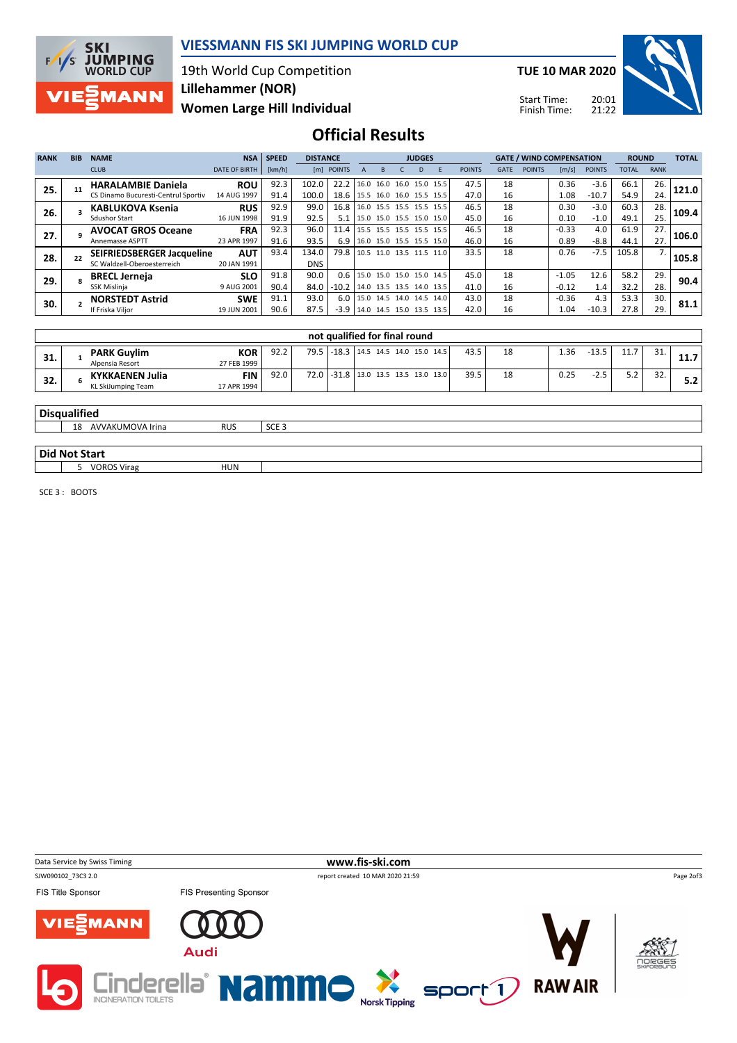# VIESSMANN FIS SKI JUMPING WORLD CUP

19th World Cup Competition
**Lillehammer (NOR)**
**Women Large Hill Individual**

**TUE 10 MAR 2020**

Start Time: 20:01
Finish Time: 21:22

## Official Results

| RANK | BIB | NAME / CLUB | NSA / DATE OF BIRTH | SPEED [km/h] | DISTANCE [m] | DISTANCE POINTS | JUDGES A | B | C | D | E | JUDGES POINTS | GATE | GATE POINTS | WIND [m/s] | WIND POINTS | ROUND TOTAL | ROUND RANK | TOTAL |
|---|---|---|---|---|---|---|---|---|---|---|---|---|---|---|---|---|---|---|---|
| 25. | 11 | **HARALAMBIE Daniela** | **ROU** | 92.3 | 102.0 | 22.2 | 16.0 | 16.0 | 16.0 | 15.0 | 15.5 | 47.5 | 18 | | 0.36 | -3.6 | 66.1 | 26. | **121.0** |
| | | CS Dinamo Bucuresti-Centrul Sportiv | 14 AUG 1997 | 91.4 | 100.0 | 18.6 | 15.5 | 16.0 | 16.0 | 15.5 | 15.5 | 47.0 | 16 | | 1.08 | -10.7 | 54.9 | 24. | |
| 26. | 3 | **KABLUKOVA Ksenia** | **RUS** | 92.9 | 99.0 | 16.8 | 16.0 | 15.5 | 15.5 | 15.5 | 15.5 | 46.5 | 18 | | 0.30 | -3.0 | 60.3 | 28. | **109.4** |
| | | Sdushor Start | 16 JUN 1998 | 91.9 | 92.5 | 5.1 | 15.0 | 15.0 | 15.5 | 15.0 | 15.0 | 45.0 | 16 | | 0.10 | -1.0 | 49.1 | 25. | |
| 27. | 9 | **AVOCAT GROS Oceane** | **FRA** | 92.3 | 96.0 | 11.4 | 15.5 | 15.5 | 15.5 | 15.5 | 15.5 | 46.5 | 18 | | -0.33 | 4.0 | 61.9 | 27. | **106.0** |
| | | Annemasse ASPTT | 23 APR 1997 | 91.6 | 93.5 | 6.9 | 16.0 | 15.0 | 15.5 | 15.5 | 15.0 | 46.0 | 16 | | 0.89 | -8.8 | 44.1 | 27. | |
| 28. | 22 | **SEIFRIEDSBERGER Jacqueline** | **AUT** | 93.4 | 134.0 | 79.8 | 10.5 | 11.0 | 13.5 | 11.5 | 11.0 | 33.5 | 18 | | 0.76 | -7.5 | 105.8 | 7. | **105.8** |
| | | SC Waldzell-Oberoesterreich | 20 JAN 1991 | | DNS | | | | | | | | | | | | | | |
| 29. | 8 | **BRECL Jerneja** | **SLO** | 91.8 | 90.0 | 0.6 | 15.0 | 15.0 | 15.0 | 15.0 | 14.5 | 45.0 | 18 | | -1.05 | 12.6 | 58.2 | 29. | **90.4** |
| | | SSK Mislinja | 9 AUG 2001 | 90.4 | 84.0 | -10.2 | 14.0 | 13.5 | 13.5 | 14.0 | 13.5 | 41.0 | 16 | | -0.12 | 1.4 | 32.2 | 28. | |
| 30. | 2 | **NORSTEDT Astrid** | **SWE** | 91.1 | 93.0 | 6.0 | 15.0 | 14.5 | 14.0 | 14.5 | 14.0 | 43.0 | 18 | | -0.36 | 4.3 | 53.3 | 30. | **81.1** |
| | | If Friska Viljor | 19 JUN 2001 | 90.6 | 87.5 | -3.9 | 14.0 | 14.5 | 15.0 | 13.5 | 13.5 | 42.0 | 16 | | 1.04 | -10.3 | 27.8 | 29. | |

### not qualified for final round

| RANK | BIB | NAME / CLUB | NSA / DATE OF BIRTH | SPEED [km/h] | DISTANCE [m] | DISTANCE POINTS | JUDGES A | B | C | D | E | JUDGES POINTS | GATE | GATE POINTS | WIND [m/s] | WIND POINTS | ROUND TOTAL | ROUND RANK | TOTAL |
|---|---|---|---|---|---|---|---|---|---|---|---|---|---|---|---|---|---|---|---|
| 31. | 1 | **PARK Guylim** | **KOR** | 92.2 | 79.5 | -18.3 | 14.5 | 14.5 | 14.0 | 15.0 | 14.5 | 43.5 | 18 | | 1.36 | -13.5 | 11.7 | 31. | **11.7** |
| | | Alpensia Resort | 27 FEB 1999 | | | | | | | | | | | | | | | | |
| 32. | 6 | **KYKKAENEN Julia** | **FIN** | 92.0 | 72.0 | -31.8 | 13.0 | 13.5 | 13.5 | 13.0 | 13.0 | 39.5 | 18 | | 0.25 | -2.5 | 5.2 | 32. | **5.2** |
| | | KL SkiJumping Team | 17 APR 1994 | | | | | | | | | | | | | | | | |

### Disqualified

| BIB | NAME | NSA | REASON |
|---|---|---|---|
| 18 | AVVAKUMOVA Irina | RUS | SCE 3 |

### Did Not Start

| BIB | NAME | NSA |
|---|---|---|
| 5 | VOROS Virag | HUN |

SCE 3 : BOOTS

Data Service by Swiss Timing — www.fis-ski.com

SJW090102_73C3 2.0 — report created 10 MAR 2020 21:59

FIS Title Sponsor: VIESSMANN — FIS Presenting Sponsor: Audi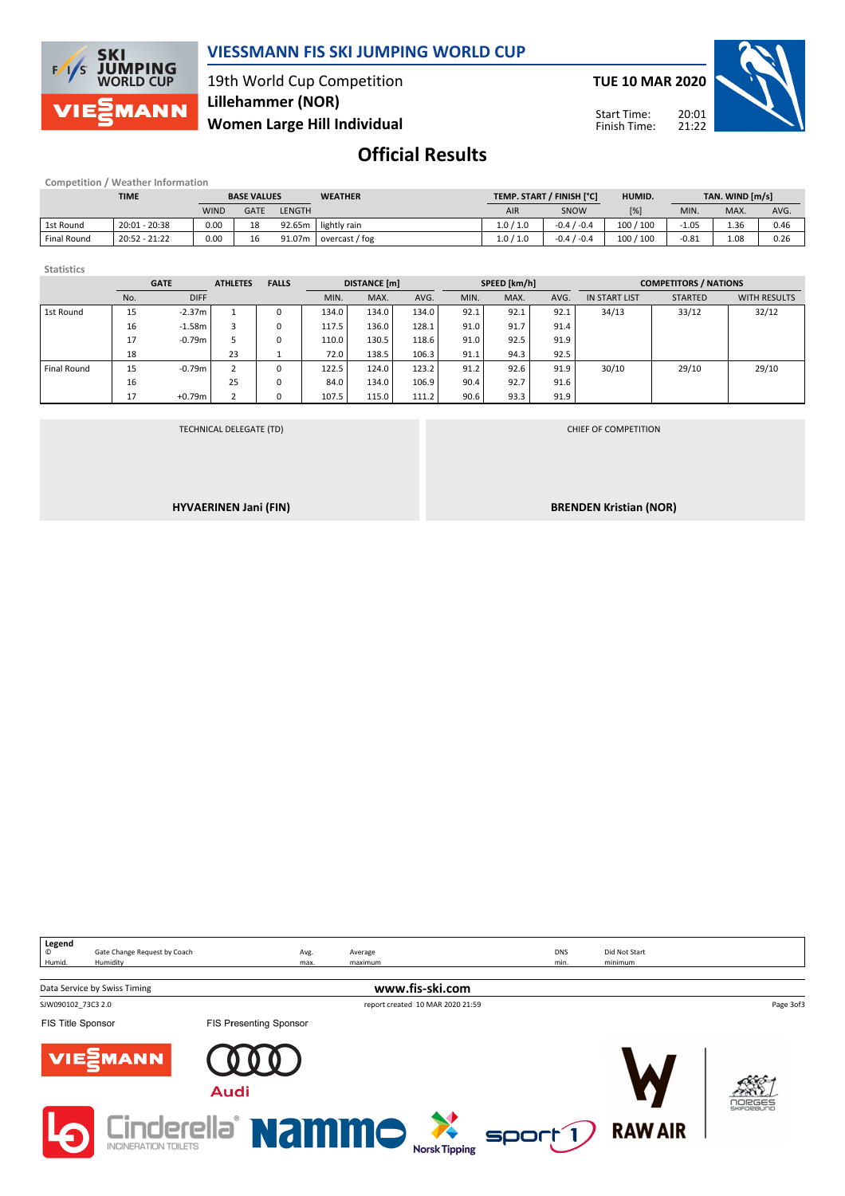# VIESSMANN FIS SKI JUMPING WORLD CUP

19th World Cup Competition
**Lillehammer (NOR)**
**Women Large Hill Individual**

**TUE 10 MAR 2020**

Start Time: 20:01
Finish Time: 21:22

## Official Results

Competition / Weather Information

| TIME | | BASE VALUES | | | WEATHER | TEMP. START / FINISH [°C] | | HUMID. | TAN. WIND [m/s] | | |
|---|---|---|---|---|---|---|---|---|---|---|---|
| | | WIND | GATE | LENGTH | | AIR | SNOW | [%] | MIN. | MAX. | AVG. |
| 1st Round | 20:01 - 20:38 | 0.00 | 18 | 92.65m | lightly rain | 1.0 / 1.0 | -0.4 / -0.4 | 100 / 100 | -1.05 | 1.36 | 0.46 |
| Final Round | 20:52 - 21:22 | 0.00 | 16 | 91.07m | overcast / fog | 1.0 / 1.0 | -0.4 / -0.4 | 100 / 100 | -0.81 | 1.08 | 0.26 |

Statistics

| | GATE | | ATHLETES | FALLS | DISTANCE [m] | | | SPEED [km/h] | | | COMPETITORS / NATIONS | | |
|---|---|---|---|---|---|---|---|---|---|---|---|---|---|
| | No. | DIFF | | | MIN. | MAX. | AVG. | MIN. | MAX. | AVG. | IN START LIST | STARTED | WITH RESULTS |
| 1st Round | 15 | -2.37m | 1 | 0 | 134.0 | 134.0 | 134.0 | 92.1 | 92.1 | 92.1 | 34/13 | 33/12 | 32/12 |
| | 16 | -1.58m | 3 | 0 | 117.5 | 136.0 | 128.1 | 91.0 | 91.7 | 91.4 | | | |
| | 17 | -0.79m | 5 | 0 | 110.0 | 130.5 | 118.6 | 91.0 | 92.5 | 91.9 | | | |
| | 18 | | 23 | 1 | 72.0 | 138.5 | 106.3 | 91.1 | 94.3 | 92.5 | | | |
| Final Round | 15 | -0.79m | 2 | 0 | 122.5 | 124.0 | 123.2 | 91.2 | 92.6 | 91.9 | 30/10 | 29/10 | 29/10 |
| | 16 | | 25 | 0 | 84.0 | 134.0 | 106.9 | 90.4 | 92.7 | 91.6 | | | |
| | 17 | +0.79m | 2 | 0 | 107.5 | 115.0 | 111.2 | 90.6 | 93.3 | 91.9 | | | |

| TECHNICAL DELEGATE (TD) | CHIEF OF COMPETITION |
|---|---|
| **HYVAERINEN Jani (FIN)** | **BRENDEN Kristian (NOR)** |

| Legend | | | | | |
|---|---|---|---|---|---|
| © | Gate Change Request by Coach | Avg. | Average | DNS | Did Not Start |
| Humid. | Humidity | max. | maximum | min. | minimum |

Data Service by Swiss Timing

www.fis-ski.com

SJW090102_73C3 2.0

report created 10 MAR 2020 21:59

FIS Title Sponsor

FIS Presenting Sponsor